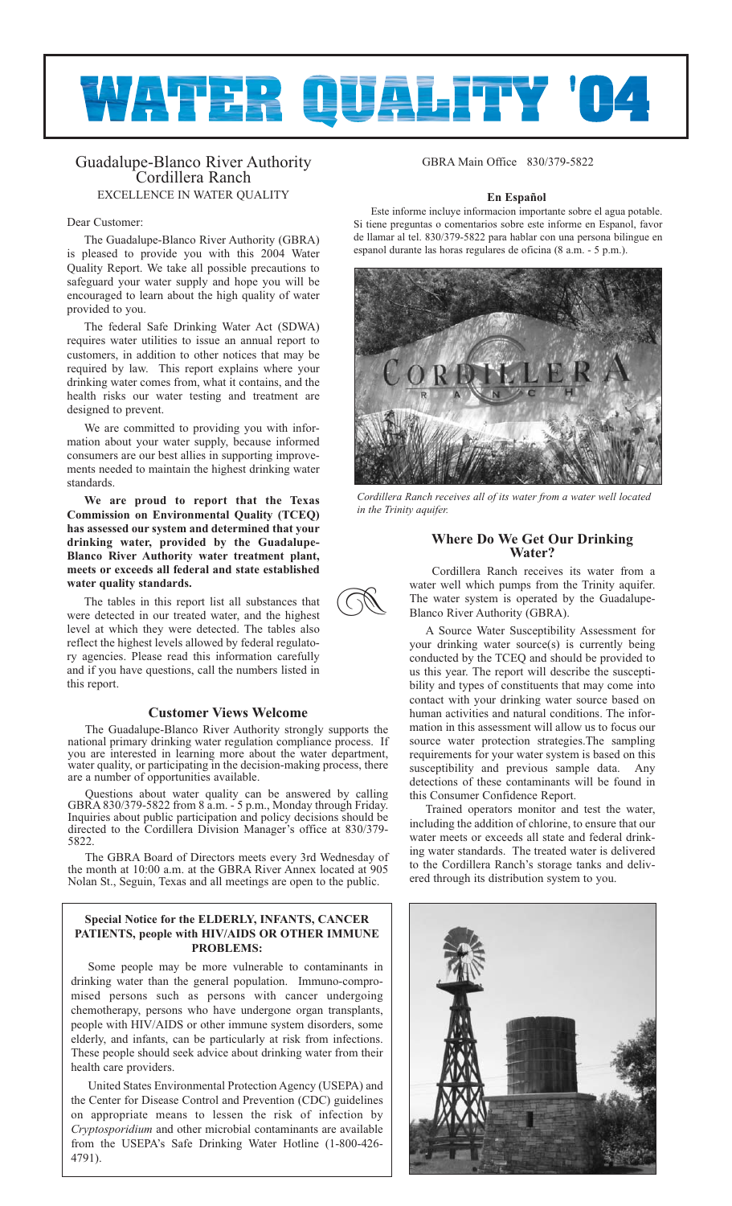# WATER QUALITY '04

## Guadalupe-Blanco River Authority Cordillera Ranch

EXCELLENCE IN WATER QUALITY

Dear Customer:

The Guadalupe-Blanco River Authority (GBRA) is pleased to provide you with this 2004 Water Quality Report. We take all possible precautions to safeguard your water supply and hope you will be encouraged to learn about the high quality of water provided to you.

The federal Safe Drinking Water Act (SDWA) requires water utilities to issue an annual report to customers, in addition to other notices that may be required by law. This report explains where your drinking water comes from, what it contains, and the health risks our water testing and treatment are designed to prevent.

We are committed to providing you with information about your water supply, because informed consumers are our best allies in supporting improvements needed to maintain the highest drinking water standards.

**We are proud to report that the Texas Commission on Environmental Quality (TCEQ) has assessed our system and determined that your drinking water, provided by the Guadalupe-Blanco River Authority water treatment plant, meets or exceeds all federal and state established water quality standards.**

The tables in this report list all substances that were detected in our treated water, and the highest level at which they were detected. The tables also reflect the highest levels allowed by federal regulatory agencies. Please read this information carefully and if you have questions, call the numbers listed in this report.

### Customer Views Welcome

The Guadalupe-Blanco River Authority strongly supports the national primary drinking water regulation compliance process. If you are interested in learning more about the water department, water quality, or participating in the decision-making process, there are a number of opportunities available.

Questions about water quality can be answered by calling GBRA 830/379-5822 from 8 a.m. - 5 p.m., Monday through Friday. Inquiries about public participation and policy decisions should be directed to the Cordillera Division Manager's office at 830/379-5822.

The GBRA Board of Directors meets every 3rd Wednesday of the month at 10:00 a.m. at the GBRA River Annex located at 905 Nolan St., Seguin, Texas and all meetings are open to the public.

**Special Notice for the ELDERLY, INFANTS, CANCER PATIENTS, people with HIV/AIDS OR OTHER IMMUNE PROBLEMS:**

Some people may be more vulnerable to contaminants in drinking water than the general population. Immuno-compromised persons such as persons with cancer undergoing chemotherapy, persons who have undergone organ transplants, people with HIV/AIDS or other immune system disorders, some elderly, and infants, can be particularly at risk from infections. These people should seek advice about drinking water from their health care providers.

United States Environmental Protection Agency (USEPA) and the Center for Disease Control and Prevention (CDC) guidelines on appropriate means to lessen the risk of infection by *Cryptosporidium* and other microbial contaminants are available from the USEPA's Safe Drinking Water Hotline (1-800-426-4791).

GBRA Main Office 830/379-5822

**En Español**

Este informe incluye informacion importante sobre el agua potable. Si tiene preguntas o comentarios sobre este informe en Espanol, favor de llamar al tel. 830/379-5822 para hablar con una persona bilingue en espanol durante las horas regulares de oficina (8 a.m. - 5 p.m.).

*Cordillera Ranch receives all of its water from a water well located in the Trinity aquifer.*

### Where Do We Get Our Drinking Water?

Cordillera Ranch receives its water from a water well which pumps from the Trinity aquifer. The water system is operated by the Guadalupe-Blanco River Authority (GBRA).

A Source Water Susceptibility Assessment for your drinking water source(s) is currently being conducted by the TCEQ and should be provided to us this year. The report will describe the susceptibility and types of constituents that may come into contact with your drinking water source based on human activities and natural conditions. The information in this assessment will allow us to focus our source water protection strategies.The sampling requirements for your water system is based on this susceptibility and previous sample data. Any detections of these contaminants will be found in this Consumer Confidence Report.

Trained operators monitor and test the water, including the addition of chlorine, to ensure that our water meets or exceeds all state and federal drinking water standards. The treated water is delivered to the Cordillera Ranch's storage tanks and delivered through its distribution system to you.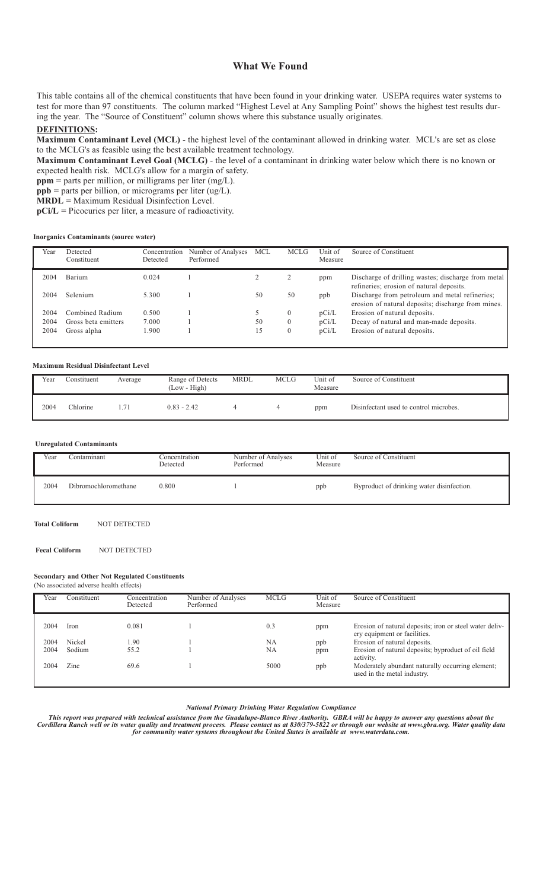# What We Found

This table contains all of the chemical constituents that have been found in your drinking water. USEPA requires water systems to test for more than 97 constituents. The column marked "Highest Level at Any Sampling Point" shows the highest test results during the year. The "Source of Constituent" column shows where this substance usually originates.

**DEFINITIONS:**

**Maximum Contaminant Level (MCL)** - the highest level of the contaminant allowed in drinking water. MCL's are set as close to the MCLG's as feasible using the best available treatment technology.

**Maximum Contaminant Level Goal (MCLG)** - the level of a contaminant in drinking water below which there is no known or expected health risk. MCLG's allow for a margin of safety.

**ppm** = parts per million, or milligrams per liter (mg/L).

**ppb** = parts per billion, or micrograms per liter (ug/L).

**MRDL** = Maximum Residual Disinfection Level.

**pCi/L** = Picocuries per liter, a measure of radioactivity.

**Inorganics Contaminants (source water)**

| Year | Detected Constituent | Concentration Detected | Number of Analyses Performed | MCL | MCLG | Unit of Measure | Source of Constituent |
|---|---|---|---|---|---|---|---|
| 2004 | Barium | 0.024 | 1 | 2 | 2 | ppm | Discharge of drilling wastes; discharge from metal refineries; erosion of natural deposits. |
| 2004 | Selenium | 5.300 | 1 | 50 | 50 | ppb | Discharge from petroleum and metal refineries; erosion of natural deposits; discharge from mines. |
| 2004 | Combined Radium | 0.500 | 1 | 5 | 0 | pCi/L | Erosion of natural deposits. |
| 2004 | Gross beta emitters | 7.000 | 1 | 50 | 0 | pCi/L | Decay of natural and man-made deposits. |
| 2004 | Gross alpha | 1.900 | 1 | 15 | 0 | pCi/L | Erosion of natural deposits. |

**Maximum Residual Disinfectant Level**

| Year | Constituent | Average | Range of Detects (Low - High) | MRDL | MCLG | Unit of Measure | Source of Constituent |
|---|---|---|---|---|---|---|---|
| 2004 | Chlorine | 1.71 | 0.83 - 2.42 | 4 | 4 | ppm | Disinfectant used to control microbes. |

**Unregulated Contaminants**

| Year | Contaminant | Concentration Detected | Number of Analyses Performed | Unit of Measure | Source of Constituent |
|---|---|---|---|---|---|
| 2004 | Dibromochloromethane | 0.800 | 1 | ppb | Byproduct of drinking water disinfection. |

**Total Coliform** NOT DETECTED

**Fecal Coliform** NOT DETECTED

**Secondary and Other Not Regulated Constituents**
(No associated adverse health effects)

| Year | Constituent | Concentration Detected | Number of Analyses Performed | MCLG | Unit of Measure | Source of Constituent |
|---|---|---|---|---|---|---|
| 2004 | Iron | 0.081 | 1 | 0.3 | ppm | Erosion of natural deposits; iron or steel water delivery equipment or facilities. |
| 2004 | Nickel | 1.90 | 1 | NA | ppb | Erosion of natural deposits. |
| 2004 | Sodium | 55.2 | 1 | NA | ppm | Erosion of natural deposits; byproduct of oil field activity. |
| 2004 | Zinc | 69.6 | 1 | 5000 | ppb | Moderately abundant naturally occurring element; used in the metal industry. |

***National Primary Drinking Water Regulation Compliance***

***This report was prepared with technical assistance from the Guadalupe-Blanco River Authority. GBRA will be happy to answer any questions about the Cordillera Ranch well or its water quality and treatment process. Please contact us at 830/379-5822 or through our website at www.gbra.org. Water quality data for community water systems throughout the United States is available at www.waterdata.com.***